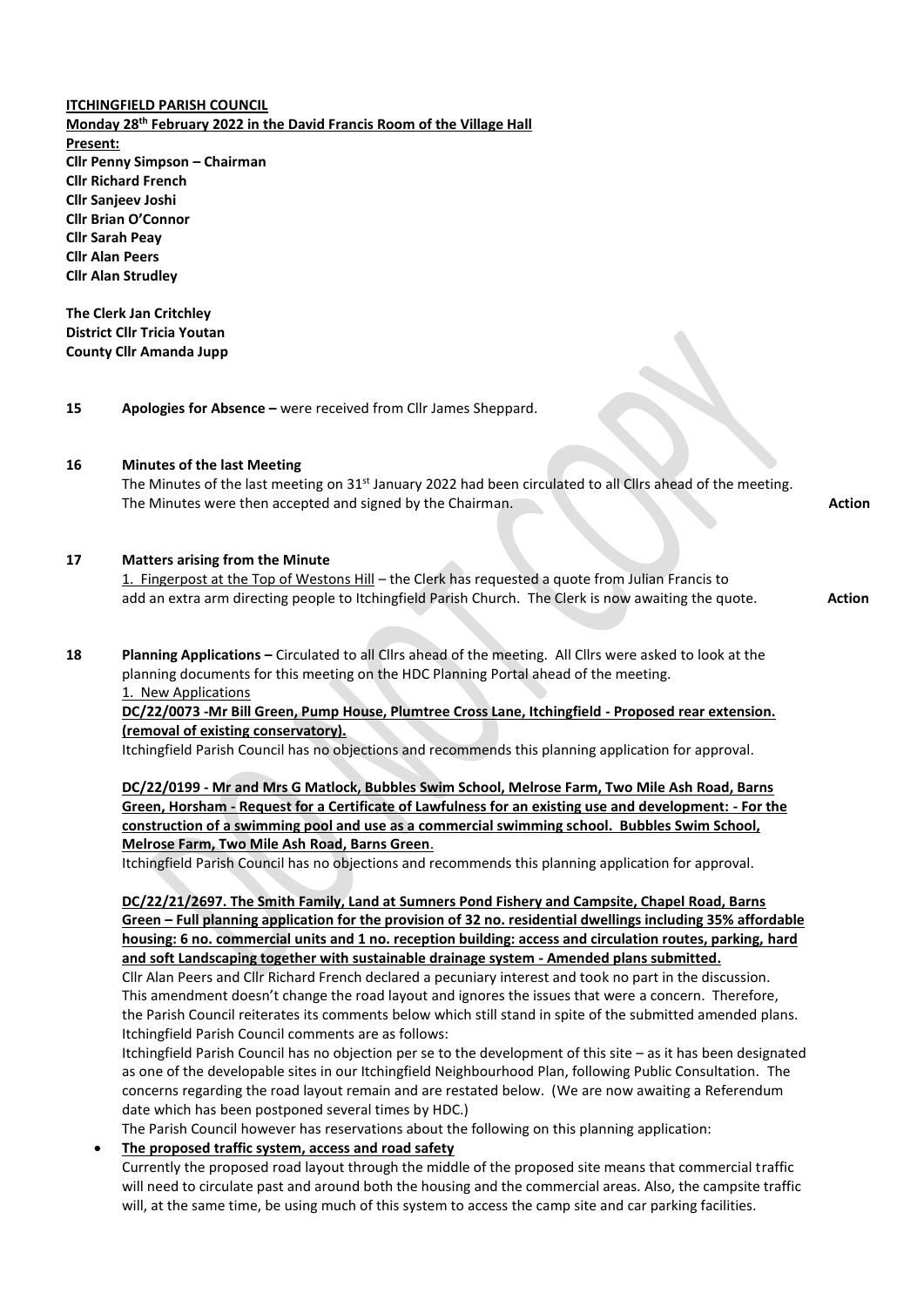**ITCHINGFIELD PARISH COUNCIL**

**Monday 28th February 2022 in the David Francis Room of the Village Hall**

**Present:**
**Cllr Penny Simpson – Chairman**
**Cllr Richard French**
**Cllr Sanjeev Joshi**
**Cllr Brian O'Connor**
**Cllr Sarah Peay**
**Cllr Alan Peers**
**Cllr Alan Strudley**

**The Clerk Jan Critchley**
**District Cllr Tricia Youtan**
**County Cllr Amanda Jupp**

**15 Apologies for Absence –** were received from Cllr James Sheppard.

**16 Minutes of the last Meeting**

The Minutes of the last meeting on 31st January 2022 had been circulated to all Cllrs ahead of the meeting. The Minutes were then accepted and signed by the Chairman. **Action**

**17 Matters arising from the Minute**

1. Fingerpost at the Top of Westons Hill – the Clerk has requested a quote from Julian Francis to add an extra arm directing people to Itchingfield Parish Church. The Clerk is now awaiting the quote. **Action**

**18 Planning Applications –** Circulated to all Cllrs ahead of the meeting. All Cllrs were asked to look at the planning documents for this meeting on the HDC Planning Portal ahead of the meeting.

1. New Applications

**DC/22/0073 -Mr Bill Green, Pump House, Plumtree Cross Lane, Itchingfield - Proposed rear extension. (removal of existing conservatory).**

Itchingfield Parish Council has no objections and recommends this planning application for approval.

**DC/22/0199 - Mr and Mrs G Matlock, Bubbles Swim School, Melrose Farm, Two Mile Ash Road, Barns Green, Horsham - Request for a Certificate of Lawfulness for an existing use and development: - For the construction of a swimming pool and use as a commercial swimming school. Bubbles Swim School, Melrose Farm, Two Mile Ash Road, Barns Green**.

Itchingfield Parish Council has no objections and recommends this planning application for approval.

**DC/22/21/2697. The Smith Family, Land at Sumners Pond Fishery and Campsite, Chapel Road, Barns Green – Full planning application for the provision of 32 no. residential dwellings including 35% affordable housing: 6 no. commercial units and 1 no. reception building: access and circulation routes, parking, hard and soft Landscaping together with sustainable drainage system - Amended plans submitted.**

Cllr Alan Peers and Cllr Richard French declared a pecuniary interest and took no part in the discussion. This amendment doesn't change the road layout and ignores the issues that were a concern. Therefore, the Parish Council reiterates its comments below which still stand in spite of the submitted amended plans. Itchingfield Parish Council comments are as follows:

Itchingfield Parish Council has no objection per se to the development of this site – as it has been designated as one of the developable sites in our Itchingfield Neighbourhood Plan, following Public Consultation. The concerns regarding the road layout remain and are restated below. (We are now awaiting a Referendum date which has been postponed several times by HDC.)

The Parish Council however has reservations about the following on this planning application:

- **The proposed traffic system, access and road safety**

  Currently the proposed road layout through the middle of the proposed site means that commercial traffic will need to circulate past and around both the housing and the commercial areas. Also, the campsite traffic will, at the same time, be using much of this system to access the camp site and car parking facilities.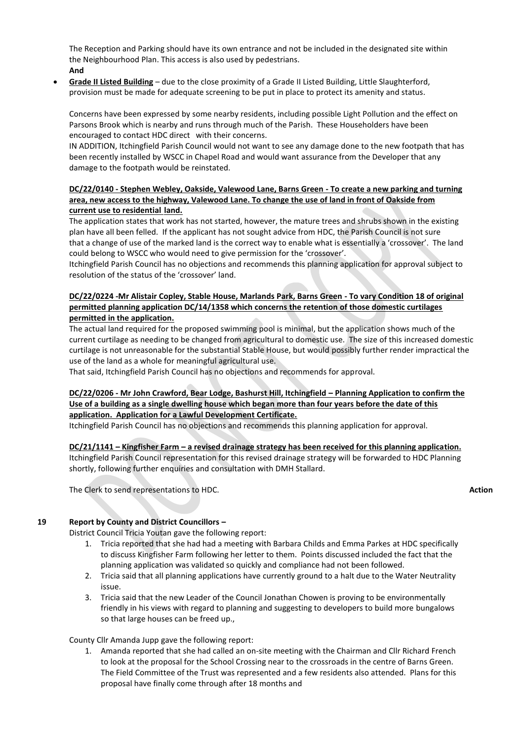The Reception and Parking should have its own entrance and not be included in the designated site within the Neighbourhood Plan. This access is also used by pedestrians.

**And**

- **Grade II Listed Building** – due to the close proximity of a Grade II Listed Building, Little Slaughterford, provision must be made for adequate screening to be put in place to protect its amenity and status.

Concerns have been expressed by some nearby residents, including possible Light Pollution and the effect on Parsons Brook which is nearby and runs through much of the Parish. These Householders have been encouraged to contact HDC direct with their concerns.

IN ADDITION, Itchingfield Parish Council would not want to see any damage done to the new footpath that has been recently installed by WSCC in Chapel Road and would want assurance from the Developer that any damage to the footpath would be reinstated.

**DC/22/0140 - Stephen Webley, Oakside, Valewood Lane, Barns Green - To create a new parking and turning area, new access to the highway, Valewood Lane. To change the use of land in front of Oakside from current use to residential land.**

The application states that work has not started, however, the mature trees and shrubs shown in the existing plan have all been felled. If the applicant has not sought advice from HDC, the Parish Council is not sure that a change of use of the marked land is the correct way to enable what is essentially a 'crossover'. The land could belong to WSCC who would need to give permission for the 'crossover'.

Itchingfield Parish Council has no objections and recommends this planning application for approval subject to resolution of the status of the 'crossover' land.

**DC/22/0224 -Mr Alistair Copley, Stable House, Marlands Park, Barns Green - To vary Condition 18 of original permitted planning application DC/14/1358 which concerns the retention of those domestic curtilages permitted in the application.**

The actual land required for the proposed swimming pool is minimal, but the application shows much of the current curtilage as needing to be changed from agricultural to domestic use. The size of this increased domestic curtilage is not unreasonable for the substantial Stable House, but would possibly further render impractical the use of the land as a whole for meaningful agricultural use.

That said, Itchingfield Parish Council has no objections and recommends for approval.

**DC/22/0206 - Mr John Crawford, Bear Lodge, Bashurst Hill, Itchingfield – Planning Application to confirm the Use of a building as a single dwelling house which began more than four years before the date of this application. Application for a Lawful Development Certificate.**

Itchingfield Parish Council has no objections and recommends this planning application for approval.

**DC/21/1141 – Kingfisher Farm – a revised drainage strategy has been received for this planning application.**

Itchingfield Parish Council representation for this revised drainage strategy will be forwarded to HDC Planning shortly, following further enquiries and consultation with DMH Stallard.

The Clerk to send representations to HDC. **Action**

**19 Report by County and District Councillors –**

District Council Tricia Youtan gave the following report:

1. Tricia reported that she had had a meeting with Barbara Childs and Emma Parkes at HDC specifically to discuss Kingfisher Farm following her letter to them. Points discussed included the fact that the planning application was validated so quickly and compliance had not been followed.
2. Tricia said that all planning applications have currently ground to a halt due to the Water Neutrality issue.
3. Tricia said that the new Leader of the Council Jonathan Chowen is proving to be environmentally friendly in his views with regard to planning and suggesting to developers to build more bungalows so that large houses can be freed up.,

County Cllr Amanda Jupp gave the following report:

1. Amanda reported that she had called an on-site meeting with the Chairman and Cllr Richard French to look at the proposal for the School Crossing near to the crossroads in the centre of Barns Green. The Field Committee of the Trust was represented and a few residents also attended. Plans for this proposal have finally come through after 18 months and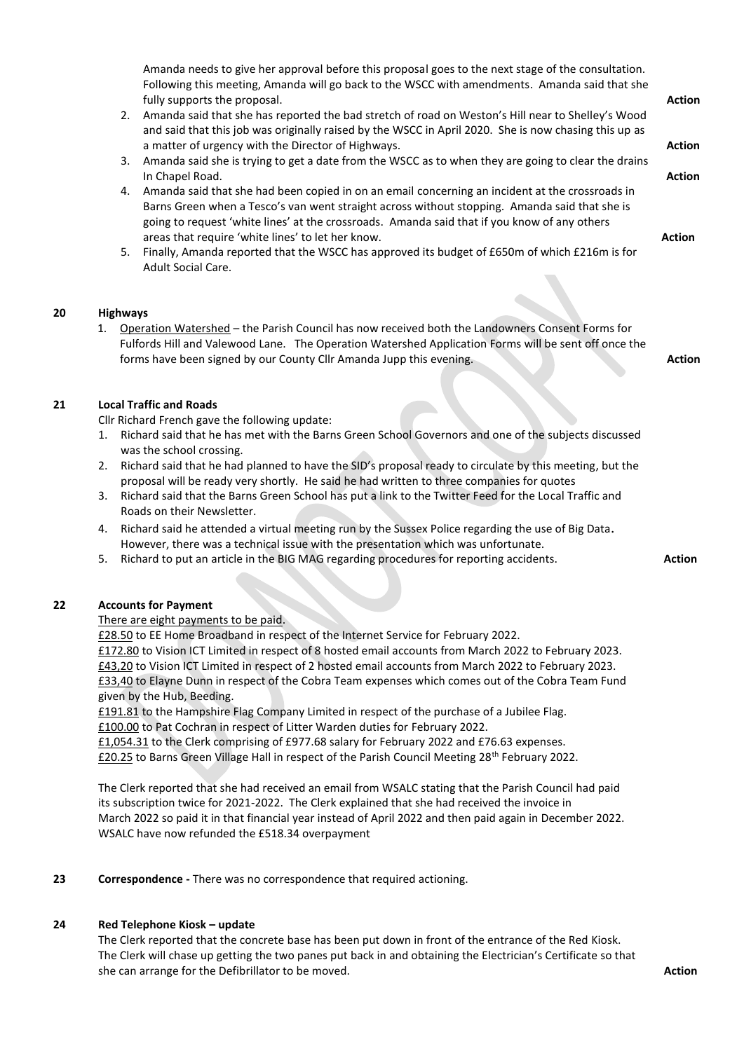Amanda needs to give her approval before this proposal goes to the next stage of the consultation. Following this meeting, Amanda will go back to the WSCC with amendments. Amanda said that she fully supports the proposal. **Action**

2. Amanda said that she has reported the bad stretch of road on Weston's Hill near to Shelley's Wood and said that this job was originally raised by the WSCC in April 2020. She is now chasing this up as a matter of urgency with the Director of Highways. **Action**
3. Amanda said she is trying to get a date from the WSCC as to when they are going to clear the drains In Chapel Road. **Action**
4. Amanda said that she had been copied in on an email concerning an incident at the crossroads in Barns Green when a Tesco's van went straight across without stopping. Amanda said that she is going to request 'white lines' at the crossroads. Amanda said that if you know of any others areas that require 'white lines' to let her know. **Action**
5. Finally, Amanda reported that the WSCC has approved its budget of £650m of which £216m is for Adult Social Care.

**20 Highways**

1. Operation Watershed – the Parish Council has now received both the Landowners Consent Forms for Fulfords Hill and Valewood Lane. The Operation Watershed Application Forms will be sent off once the forms have been signed by our County Cllr Amanda Jupp this evening. **Action**

**21 Local Traffic and Roads**

Cllr Richard French gave the following update:

1. Richard said that he has met with the Barns Green School Governors and one of the subjects discussed was the school crossing.
2. Richard said that he had planned to have the SID's proposal ready to circulate by this meeting, but the proposal will be ready very shortly. He said he had written to three companies for quotes
3. Richard said that the Barns Green School has put a link to the Twitter Feed for the Local Traffic and Roads on their Newsletter.
4. Richard said he attended a virtual meeting run by the Sussex Police regarding the use of Big Data. However, there was a technical issue with the presentation which was unfortunate.
5. Richard to put an article in the BIG MAG regarding procedures for reporting accidents. **Action**

**22 Accounts for Payment**

There are eight payments to be paid.

£28.50 to EE Home Broadband in respect of the Internet Service for February 2022.
£172.80 to Vision ICT Limited in respect of 8 hosted email accounts from March 2022 to February 2023.
£43,20 to Vision ICT Limited in respect of 2 hosted email accounts from March 2022 to February 2023.
£33,40 to Elayne Dunn in respect of the Cobra Team expenses which comes out of the Cobra Team Fund given by the Hub, Beeding.
£191.81 to the Hampshire Flag Company Limited in respect of the purchase of a Jubilee Flag.
£100.00 to Pat Cochran in respect of Litter Warden duties for February 2022.
£1,054.31 to the Clerk comprising of £977.68 salary for February 2022 and £76.63 expenses.
£20.25 to Barns Green Village Hall in respect of the Parish Council Meeting 28th February 2022.

The Clerk reported that she had received an email from WSALC stating that the Parish Council had paid its subscription twice for 2021-2022. The Clerk explained that she had received the invoice in March 2022 so paid it in that financial year instead of April 2022 and then paid again in December 2022. WSALC have now refunded the £518.34 overpayment

**23 Correspondence -** There was no correspondence that required actioning.

**24 Red Telephone Kiosk – update**

The Clerk reported that the concrete base has been put down in front of the entrance of the Red Kiosk. The Clerk will chase up getting the two panes put back in and obtaining the Electrician's Certificate so that she can arrange for the Defibrillator to be moved. **Action**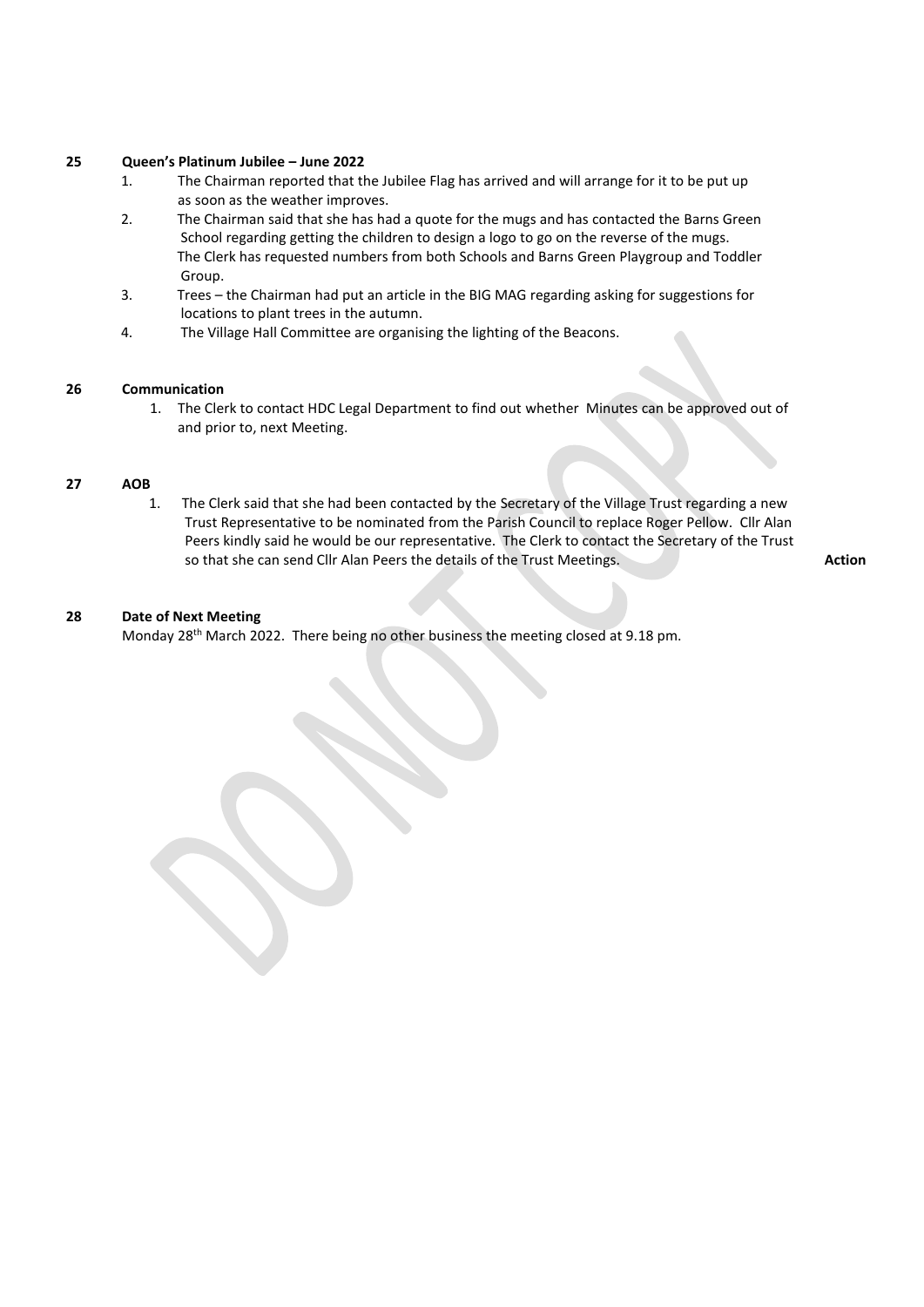**25 Queen's Platinum Jubilee – June 2022**

1. The Chairman reported that the Jubilee Flag has arrived and will arrange for it to be put up as soon as the weather improves.
2. The Chairman said that she has had a quote for the mugs and has contacted the Barns Green School regarding getting the children to design a logo to go on the reverse of the mugs. The Clerk has requested numbers from both Schools and Barns Green Playgroup and Toddler Group.
3. Trees – the Chairman had put an article in the BIG MAG regarding asking for suggestions for locations to plant trees in the autumn.
4. The Village Hall Committee are organising the lighting of the Beacons.

**26 Communication**

1. The Clerk to contact HDC Legal Department to find out whether Minutes can be approved out of and prior to, next Meeting.

**27 AOB**

1. The Clerk said that she had been contacted by the Secretary of the Village Trust regarding a new Trust Representative to be nominated from the Parish Council to replace Roger Pellow. Cllr Alan Peers kindly said he would be our representative. The Clerk to contact the Secretary of the Trust so that she can send Cllr Alan Peers the details of the Trust Meetings. **Action**

**28 Date of Next Meeting**

Monday 28th March 2022. There being no other business the meeting closed at 9.18 pm.